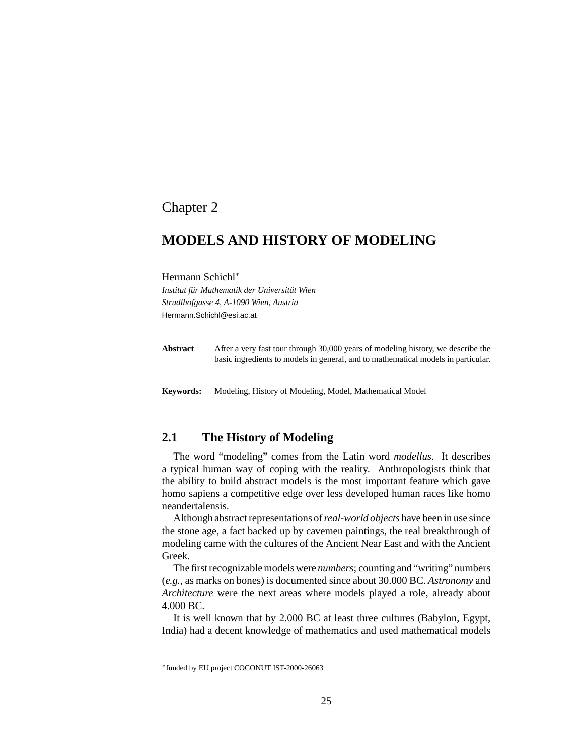Chapter 2

# MODELS AND HISTORY OF MODELING

Hermann Schichl*

*Institut für Mathematik der Universität Wien*
*Strudlhofgasse 4, A-1090 Wien, Austria*
Hermann.Schichl@esi.ac.at

**Abstract** After a very fast tour through 30,000 years of modeling history, we describe the basic ingredients to models in general, and to mathematical models in particular.

**Keywords:** Modeling, History of Modeling, Model, Mathematical Model

## 2.1 The History of Modeling

The word "modeling" comes from the Latin word *modellus*. It describes a typical human way of coping with the reality. Anthropologists think that the ability to build abstract models is the most important feature which gave homo sapiens a competitive edge over less developed human races like homo neandertalensis.

Although abstract representations of *real-world objects* have been in use since the stone age, a fact backed up by cavemen paintings, the real breakthrough of modeling came with the cultures of the Ancient Near East and with the Ancient Greek.

The first recognizable models were *numbers*; counting and "writing" numbers (*e.g.*, as marks on bones) is documented since about 30.000 BC. *Astronomy* and *Architecture* were the next areas where models played a role, already about 4.000 BC.

It is well known that by 2.000 BC at least three cultures (Babylon, Egypt, India) had a decent knowledge of mathematics and used mathematical models

*funded by EU project COCONUT IST-2000-26063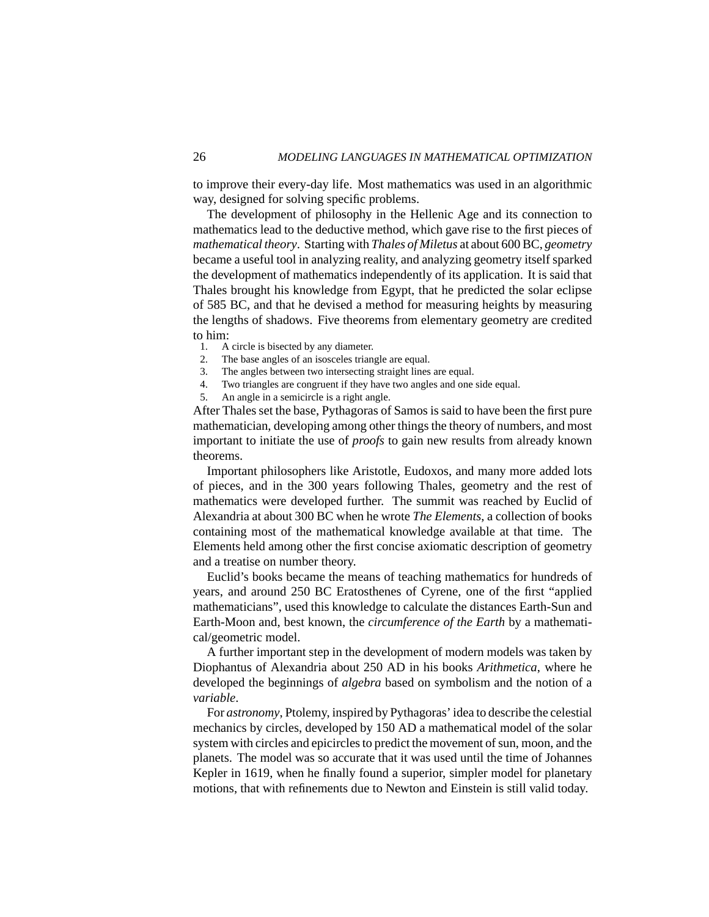to improve their every-day life. Most mathematics was used in an algorithmic way, designed for solving specific problems.

The development of philosophy in the Hellenic Age and its connection to mathematics lead to the deductive method, which gave rise to the first pieces of *mathematical theory*. Starting with *Thales of Miletus* at about 600 BC, *geometry* became a useful tool in analyzing reality, and analyzing geometry itself sparked the development of mathematics independently of its application. It is said that Thales brought his knowledge from Egypt, that he predicted the solar eclipse of 585 BC, and that he devised a method for measuring heights by measuring the lengths of shadows. Five theorems from elementary geometry are credited to him:

1. A circle is bisected by any diameter.
2. The base angles of an isosceles triangle are equal.
3. The angles between two intersecting straight lines are equal.
4. Two triangles are congruent if they have two angles and one side equal.
5. An angle in a semicircle is a right angle.

After Thales set the base, Pythagoras of Samos is said to have been the first pure mathematician, developing among other things the theory of numbers, and most important to initiate the use of *proofs* to gain new results from already known theorems.

Important philosophers like Aristotle, Eudoxos, and many more added lots of pieces, and in the 300 years following Thales, geometry and the rest of mathematics were developed further. The summit was reached by Euclid of Alexandria at about 300 BC when he wrote *The Elements*, a collection of books containing most of the mathematical knowledge available at that time. The Elements held among other the first concise axiomatic description of geometry and a treatise on number theory.

Euclid's books became the means of teaching mathematics for hundreds of years, and around 250 BC Eratosthenes of Cyrene, one of the first "applied mathematicians", used this knowledge to calculate the distances Earth-Sun and Earth-Moon and, best known, the *circumference of the Earth* by a mathematical/geometric model.

A further important step in the development of modern models was taken by Diophantus of Alexandria about 250 AD in his books *Arithmetica*, where he developed the beginnings of *algebra* based on symbolism and the notion of a *variable*.

For *astronomy*, Ptolemy, inspired by Pythagoras' idea to describe the celestial mechanics by circles, developed by 150 AD a mathematical model of the solar system with circles and epicircles to predict the movement of sun, moon, and the planets. The model was so accurate that it was used until the time of Johannes Kepler in 1619, when he finally found a superior, simpler model for planetary motions, that with refinements due to Newton and Einstein is still valid today.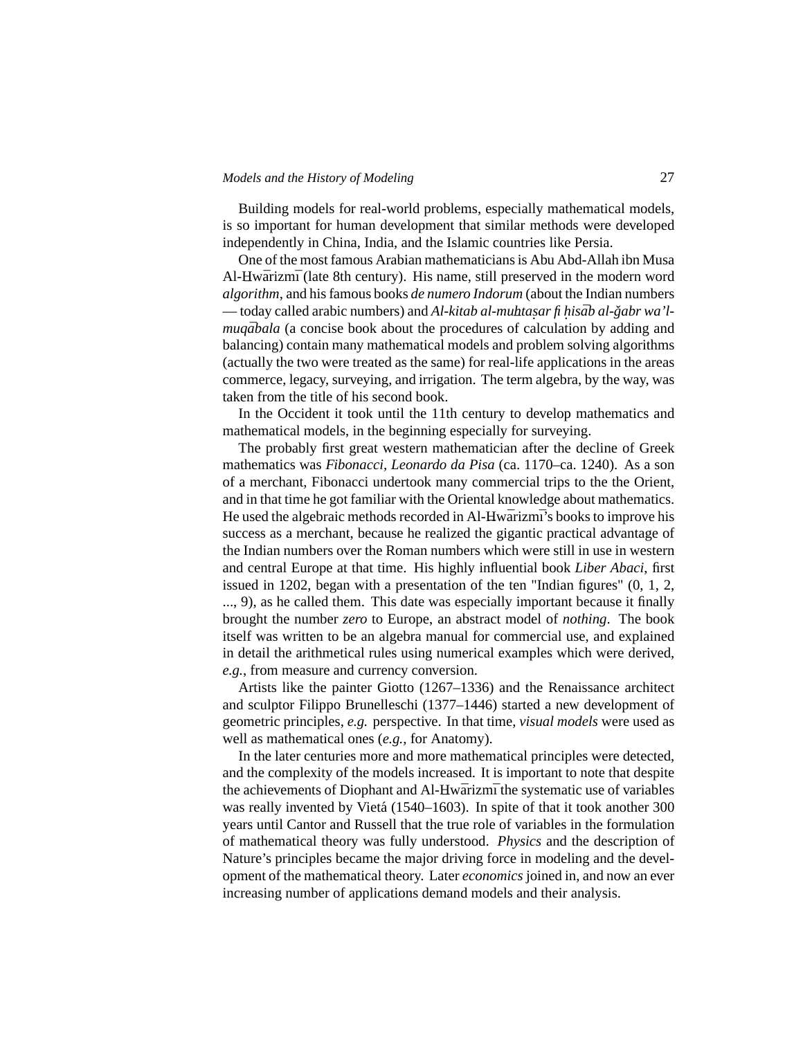Building models for real-world problems, especially mathematical models, is so important for human development that similar methods were developed independently in China, India, and the Islamic countries like Persia.

One of the most famous Arabian mathematicians is Abu Abd-Allah ibn Musa Al-Ḫwārizmī (late 8th century). His name, still preserved in the modern word *algorithm*, and his famous books *de numero Indorum* (about the Indian numbers — today called arabic numbers) and *Al-kitab al-muḫtaṣar fi ḥisāb al-ǧabr wa'l-muqābala* (a concise book about the procedures of calculation by adding and balancing) contain many mathematical models and problem solving algorithms (actually the two were treated as the same) for real-life applications in the areas commerce, legacy, surveying, and irrigation. The term algebra, by the way, was taken from the title of his second book.

In the Occident it took until the 11th century to develop mathematics and mathematical models, in the beginning especially for surveying.

The probably first great western mathematician after the decline of Greek mathematics was *Fibonacci, Leonardo da Pisa* (ca. 1170–ca. 1240). As a son of a merchant, Fibonacci undertook many commercial trips to the the Orient, and in that time he got familiar with the Oriental knowledge about mathematics. He used the algebraic methods recorded in Al-Ḫwārizmī's books to improve his success as a merchant, because he realized the gigantic practical advantage of the Indian numbers over the Roman numbers which were still in use in western and central Europe at that time. His highly influential book *Liber Abaci*, first issued in 1202, began with a presentation of the ten "Indian figures" (0, 1, 2, ..., 9), as he called them. This date was especially important because it finally brought the number *zero* to Europe, an abstract model of *nothing*. The book itself was written to be an algebra manual for commercial use, and explained in detail the arithmetical rules using numerical examples which were derived, *e.g.*, from measure and currency conversion.

Artists like the painter Giotto (1267–1336) and the Renaissance architect and sculptor Filippo Brunelleschi (1377–1446) started a new development of geometric principles, *e.g.* perspective. In that time, *visual models* were used as well as mathematical ones (*e.g.*, for Anatomy).

In the later centuries more and more mathematical principles were detected, and the complexity of the models increased. It is important to note that despite the achievements of Diophant and Al-Ḫwārizmī the systematic use of variables was really invented by Vietá (1540–1603). In spite of that it took another 300 years until Cantor and Russell that the true role of variables in the formulation of mathematical theory was fully understood. *Physics* and the description of Nature's principles became the major driving force in modeling and the development of the mathematical theory. Later *economics* joined in, and now an ever increasing number of applications demand models and their analysis.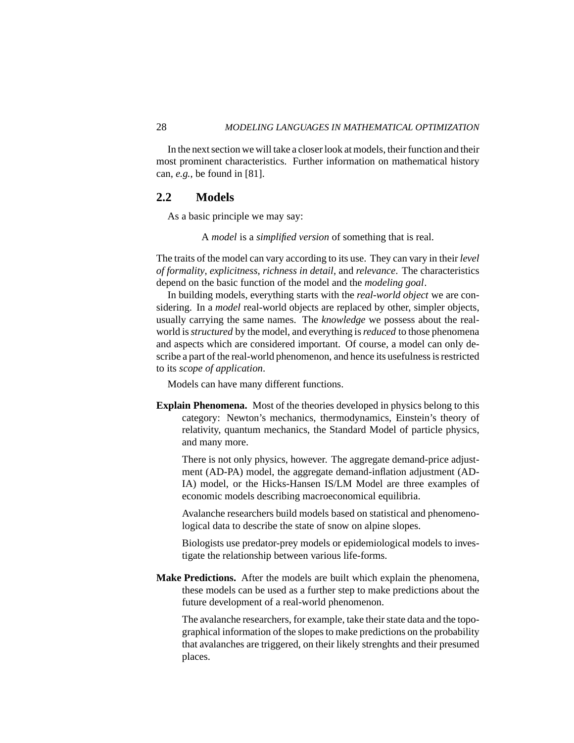In the next section we will take a closer look at models, their function and their most prominent characteristics. Further information on mathematical history can, *e.g.*, be found in [81].

## 2.2 Models

As a basic principle we may say:

A *model* is a *simplified version* of something that is real.

The traits of the model can vary according to its use. They can vary in their *level of formality*, *explicitness*, *richness in detail*, and *relevance*. The characteristics depend on the basic function of the model and the *modeling goal*.

In building models, everything starts with the *real-world object* we are considering. In a *model* real-world objects are replaced by other, simpler objects, usually carrying the same names. The *knowledge* we possess about the real-world is *structured* by the model, and everything is *reduced* to those phenomena and aspects which are considered important. Of course, a model can only describe a part of the real-world phenomenon, and hence its usefulness is restricted to its *scope of application*.

Models can have many different functions.

**Explain Phenomena.** Most of the theories developed in physics belong to this category: Newton's mechanics, thermodynamics, Einstein's theory of relativity, quantum mechanics, the Standard Model of particle physics, and many more.

There is not only physics, however. The aggregate demand-price adjustment (AD-PA) model, the aggregate demand-inflation adjustment (AD-IA) model, or the Hicks-Hansen IS/LM Model are three examples of economic models describing macroeconomical equilibria.

Avalanche researchers build models based on statistical and phenomenological data to describe the state of snow on alpine slopes.

Biologists use predator-prey models or epidemiological models to investigate the relationship between various life-forms.

**Make Predictions.** After the models are built which explain the phenomena, these models can be used as a further step to make predictions about the future development of a real-world phenomenon.

The avalanche researchers, for example, take their state data and the topographical information of the slopes to make predictions on the probability that avalanches are triggered, on their likely strenghts and their presumed places.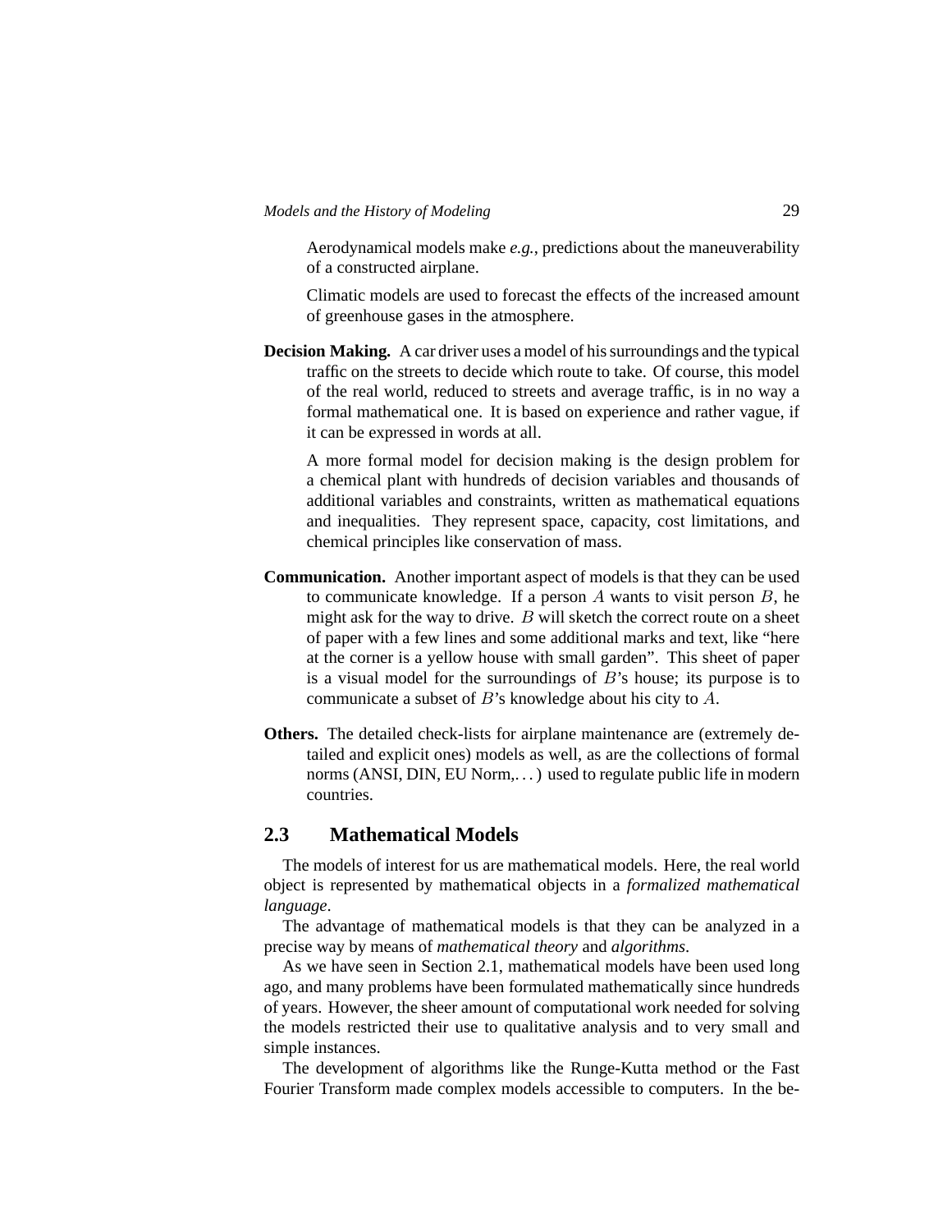Aerodynamical models make *e.g.*, predictions about the maneuverability of a constructed airplane.

Climatic models are used to forecast the effects of the increased amount of greenhouse gases in the atmosphere.

**Decision Making.** A car driver uses a model of his surroundings and the typical traffic on the streets to decide which route to take. Of course, this model of the real world, reduced to streets and average traffic, is in no way a formal mathematical one. It is based on experience and rather vague, if it can be expressed in words at all.

A more formal model for decision making is the design problem for a chemical plant with hundreds of decision variables and thousands of additional variables and constraints, written as mathematical equations and inequalities. They represent space, capacity, cost limitations, and chemical principles like conservation of mass.

**Communication.** Another important aspect of models is that they can be used to communicate knowledge. If a person $A$ wants to visit person $B$, he might ask for the way to drive. $B$ will sketch the correct route on a sheet of paper with a few lines and some additional marks and text, like "here at the corner is a yellow house with small garden". This sheet of paper is a visual model for the surroundings of $B$'s house; its purpose is to communicate a subset of $B$'s knowledge about his city to $A$.

**Others.** The detailed check-lists for airplane maintenance are (extremely detailed and explicit ones) models as well, as are the collections of formal norms (ANSI, DIN, EU Norm,. . . ) used to regulate public life in modern countries.

## 2.3 Mathematical Models

The models of interest for us are mathematical models. Here, the real world object is represented by mathematical objects in a *formalized mathematical language*.

The advantage of mathematical models is that they can be analyzed in a precise way by means of *mathematical theory* and *algorithms*.

As we have seen in Section 2.1, mathematical models have been used long ago, and many problems have been formulated mathematically since hundreds of years. However, the sheer amount of computational work needed for solving the models restricted their use to qualitative analysis and to very small and simple instances.

The development of algorithms like the Runge-Kutta method or the Fast Fourier Transform made complex models accessible to computers. In the be-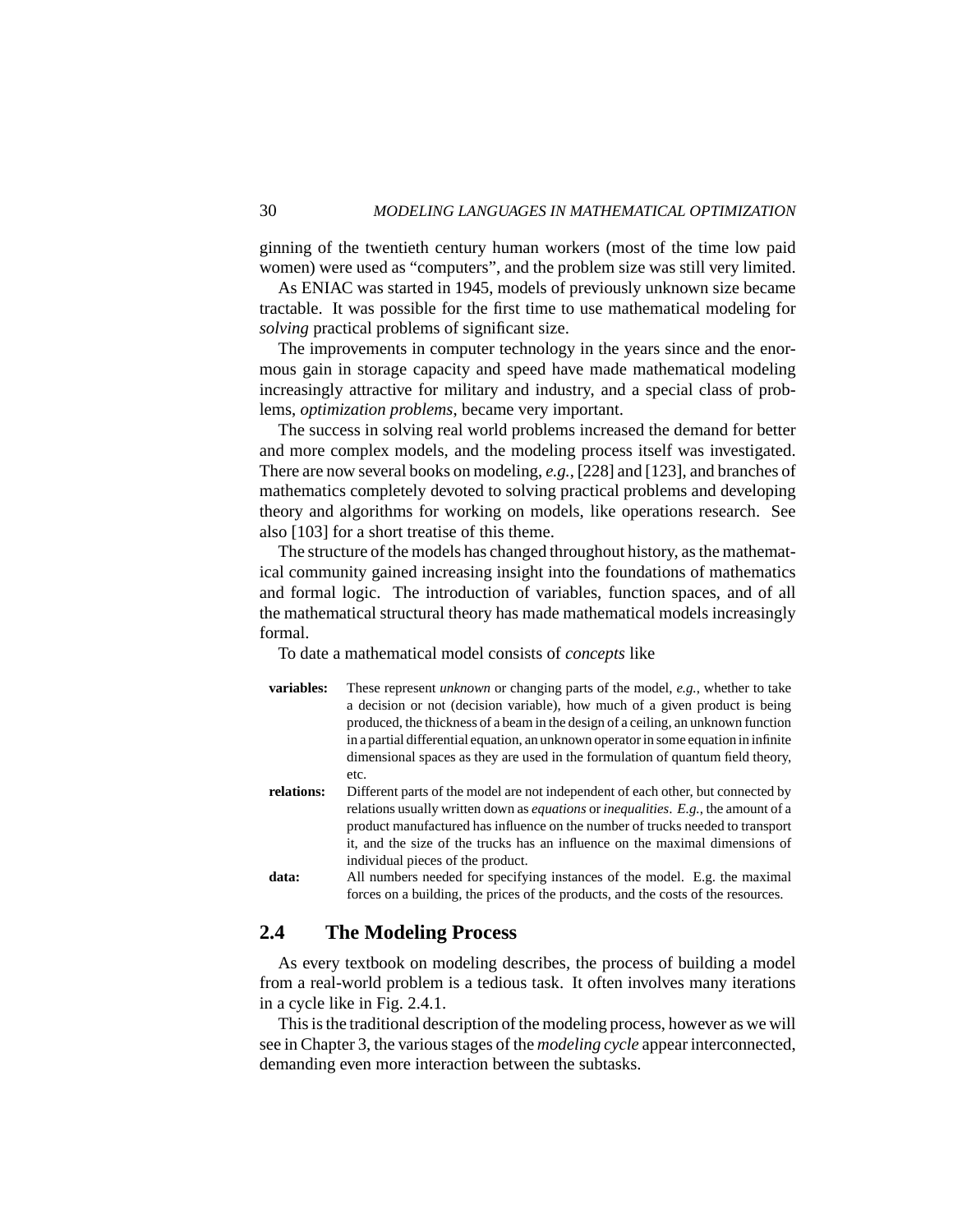ginning of the twentieth century human workers (most of the time low paid women) were used as “computers”, and the problem size was still very limited.

As ENIAC was started in 1945, models of previously unknown size became tractable. It was possible for the first time to use mathematical modeling for *solving* practical problems of significant size.

The improvements in computer technology in the years since and the enormous gain in storage capacity and speed have made mathematical modeling increasingly attractive for military and industry, and a special class of problems, *optimization problems*, became very important.

The success in solving real world problems increased the demand for better and more complex models, and the modeling process itself was investigated. There are now several books on modeling, *e.g.*, [228] and [123], and branches of mathematics completely devoted to solving practical problems and developing theory and algorithms for working on models, like operations research. See also [103] for a short treatise of this theme.

The structure of the models has changed throughout history, as the mathematical community gained increasing insight into the foundations of mathematics and formal logic. The introduction of variables, function spaces, and of all the mathematical structural theory has made mathematical models increasingly formal.

To date a mathematical model consists of *concepts* like

**variables:** These represent *unknown* or changing parts of the model, *e.g.*, whether to take a decision or not (decision variable), how much of a given product is being produced, the thickness of a beam in the design of a ceiling, an unknown function in a partial differential equation, an unknown operator in some equation in infinite dimensional spaces as they are used in the formulation of quantum field theory, etc.

**relations:** Different parts of the model are not independent of each other, but connected by relations usually written down as *equations* or *inequalities*. *E.g.*, the amount of a product manufactured has influence on the number of trucks needed to transport it, and the size of the trucks has an influence on the maximal dimensions of individual pieces of the product.

**data:** All numbers needed for specifying instances of the model. E.g. the maximal forces on a building, the prices of the products, and the costs of the resources.

## 2.4 The Modeling Process

As every textbook on modeling describes, the process of building a model from a real-world problem is a tedious task. It often involves many iterations in a cycle like in Fig. 2.4.1.

This is the traditional description of the modeling process, however as we will see in Chapter 3, the various stages of the *modeling cycle* appear interconnected, demanding even more interaction between the subtasks.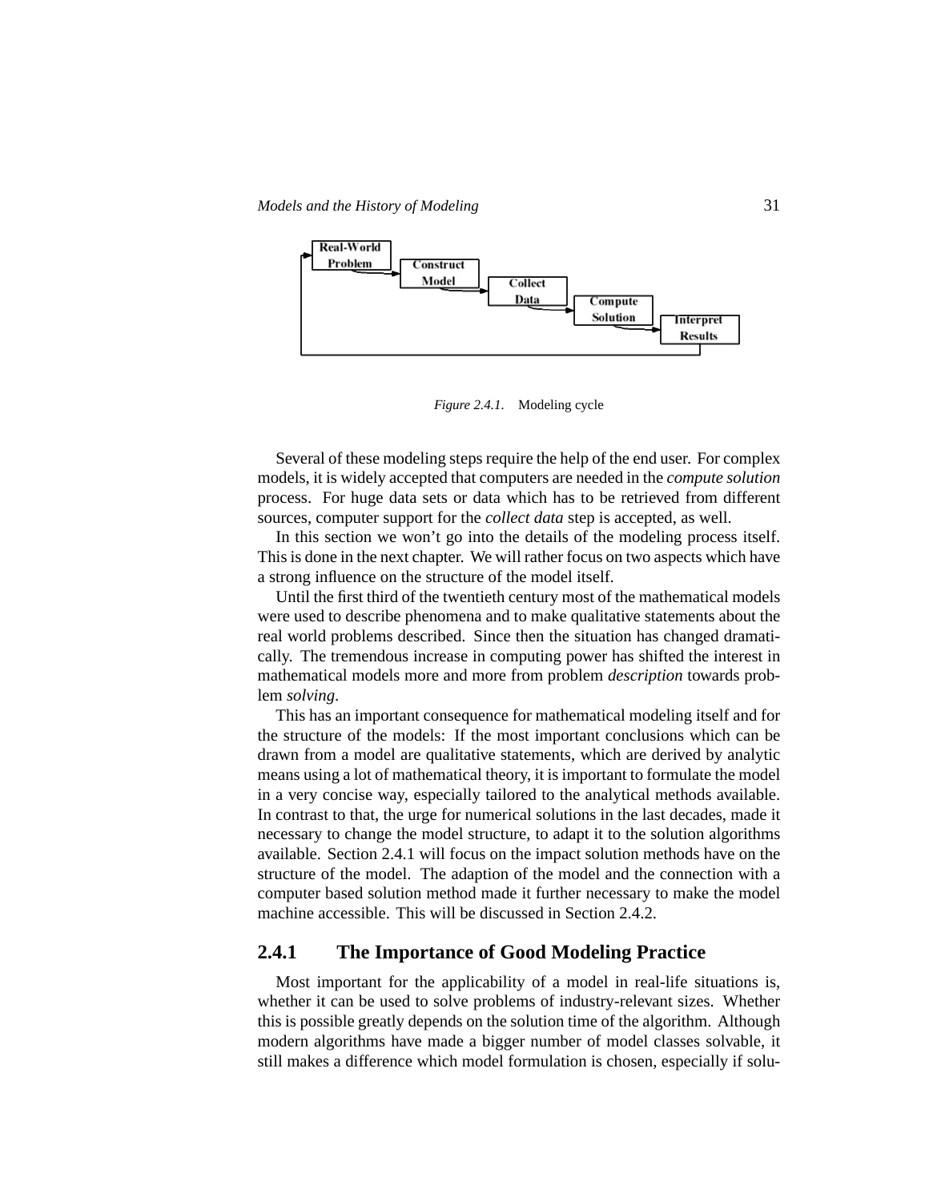Real-World Problem
Construct Model
Collect Data
Compute Solution
Interpret Results

*Figure 2.4.1.* Modeling cycle

Several of these modeling steps require the help of the end user. For complex models, it is widely accepted that computers are needed in the *compute solution* process. For huge data sets or data which has to be retrieved from different sources, computer support for the *collect data* step is accepted, as well.

In this section we won't go into the details of the modeling process itself. This is done in the next chapter. We will rather focus on two aspects which have a strong influence on the structure of the model itself.

Until the first third of the twentieth century most of the mathematical models were used to describe phenomena and to make qualitative statements about the real world problems described. Since then the situation has changed dramatically. The tremendous increase in computing power has shifted the interest in mathematical models more and more from problem *description* towards problem *solving*.

This has an important consequence for mathematical modeling itself and for the structure of the models: If the most important conclusions which can be drawn from a model are qualitative statements, which are derived by analytic means using a lot of mathematical theory, it is important to formulate the model in a very concise way, especially tailored to the analytical methods available. In contrast to that, the urge for numerical solutions in the last decades, made it necessary to change the model structure, to adapt it to the solution algorithms available. Section 2.4.1 will focus on the impact solution methods have on the structure of the model. The adaption of the model and the connection with a computer based solution method made it further necessary to make the model machine accessible. This will be discussed in Section 2.4.2.

### 2.4.1 The Importance of Good Modeling Practice

Most important for the applicability of a model in real-life situations is, whether it can be used to solve problems of industry-relevant sizes. Whether this is possible greatly depends on the solution time of the algorithm. Although modern algorithms have made a bigger number of model classes solvable, it still makes a difference which model formulation is chosen, especially if solu-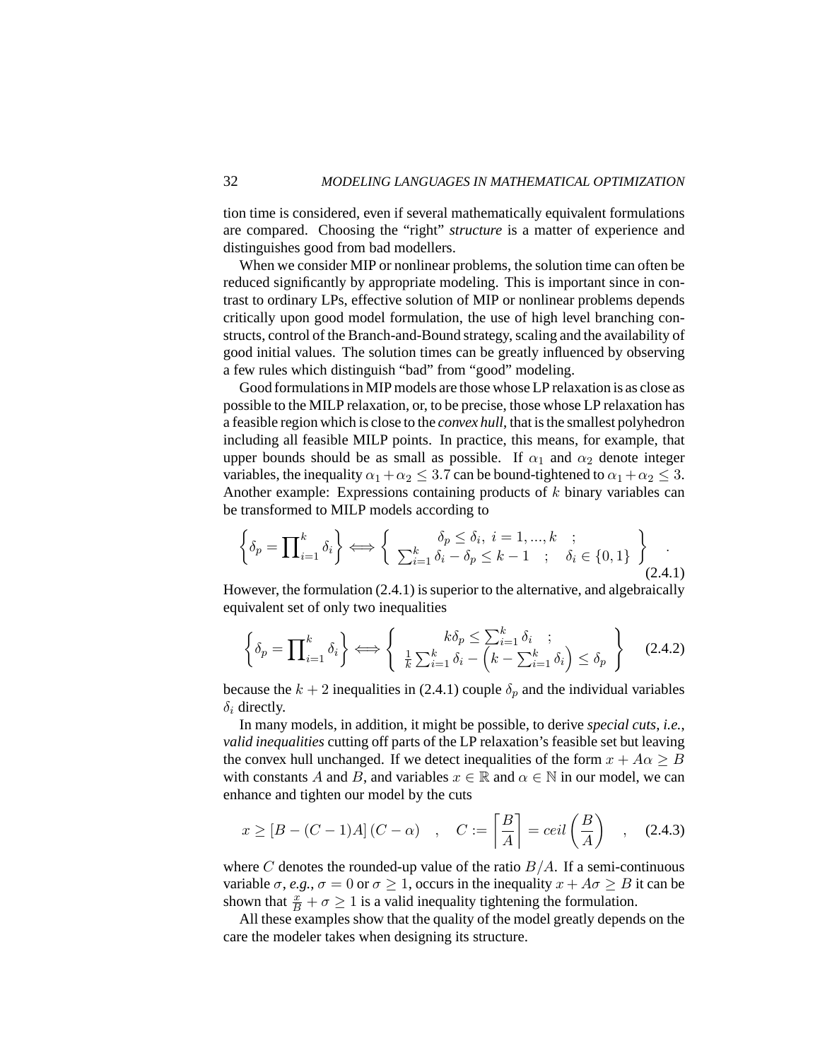tion time is considered, even if several mathematically equivalent formulations are compared. Choosing the "right" ***structure*** is a matter of experience and distinguishes good from bad modellers.

When we consider MIP or nonlinear problems, the solution time can often be reduced significantly by appropriate modeling. This is important since in contrast to ordinary LPs, effective solution of MIP or nonlinear problems depends critically upon good model formulation, the use of high level branching constructs, control of the Branch-and-Bound strategy, scaling and the availability of good initial values. The solution times can be greatly influenced by observing a few rules which distinguish "bad" from "good" modeling.

Good formulations in MIP models are those whose LP relaxation is as close as possible to the MILP relaxation, or, to be precise, those whose LP relaxation has a feasible region which is close to the *convex hull*, that is the smallest polyhedron including all feasible MILP points. In practice, this means, for example, that upper bounds should be as small as possible. If $\alpha_1$ and $\alpha_2$ denote integer variables, the inequality $\alpha_1 + \alpha_2 \leq 3.7$ can be bound-tightened to $\alpha_1 + \alpha_2 \leq 3$. Another example: Expressions containing products of $k$ binary variables can be transformed to MILP models according to

$$\left\{ \delta_p = \prod\nolimits_{i=1}^k \delta_i \right\} \Longleftrightarrow \left\{ \begin{array}{c} \delta_p \leq \delta_i, \ i = 1, ..., k \quad ; \\ \sum_{i=1}^k \delta_i - \delta_p \leq k - 1 \quad ; \quad \delta_i \in \{0, 1\} \end{array} \right\} \quad . \tag{2.4.1}$$

However, the formulation (2.4.1) is superior to the alternative, and algebraically equivalent set of only two inequalities

$$\left\{ \delta_p = \prod\nolimits_{i=1}^k \delta_i \right\} \Longleftrightarrow \left\{ \begin{array}{c} k\delta_p \leq \sum_{i=1}^k \delta_i \quad ; \\ \frac{1}{k} \sum_{i=1}^k \delta_i - \left( k - \sum_{i=1}^k \delta_i \right) \leq \delta_p \end{array} \right\} \tag{2.4.2}$$

because the $k+2$ inequalities in (2.4.1) couple $\delta_p$ and the individual variables $\delta_i$ directly.

In many models, in addition, it might be possible, to derive *special cuts*, *i.e.*, *valid inequalities* cutting off parts of the LP relaxation's feasible set but leaving the convex hull unchanged. If we detect inequalities of the form $x + A\alpha \geq B$ with constants $A$ and $B$, and variables $x \in \mathbb{R}$ and $\alpha \in \mathbb{N}$ in our model, we can enhance and tighten our model by the cuts

$$x \geq [B - (C-1)A]\,(C - \alpha) \quad , \quad C := \left\lceil \frac{B}{A} \right\rceil = ceil\left( \frac{B}{A} \right) \quad , \tag{2.4.3}$$

where $C$ denotes the rounded-up value of the ratio $B/A$. If a semi-continuous variable $\sigma$, *e.g.*, $\sigma = 0$ or $\sigma \geq 1$, occurs in the inequality $x + A\sigma \geq B$ it can be shown that $\frac{x}{B} + \sigma \geq 1$ is a valid inequality tightening the formulation.

All these examples show that the quality of the model greatly depends on the care the modeler takes when designing its structure.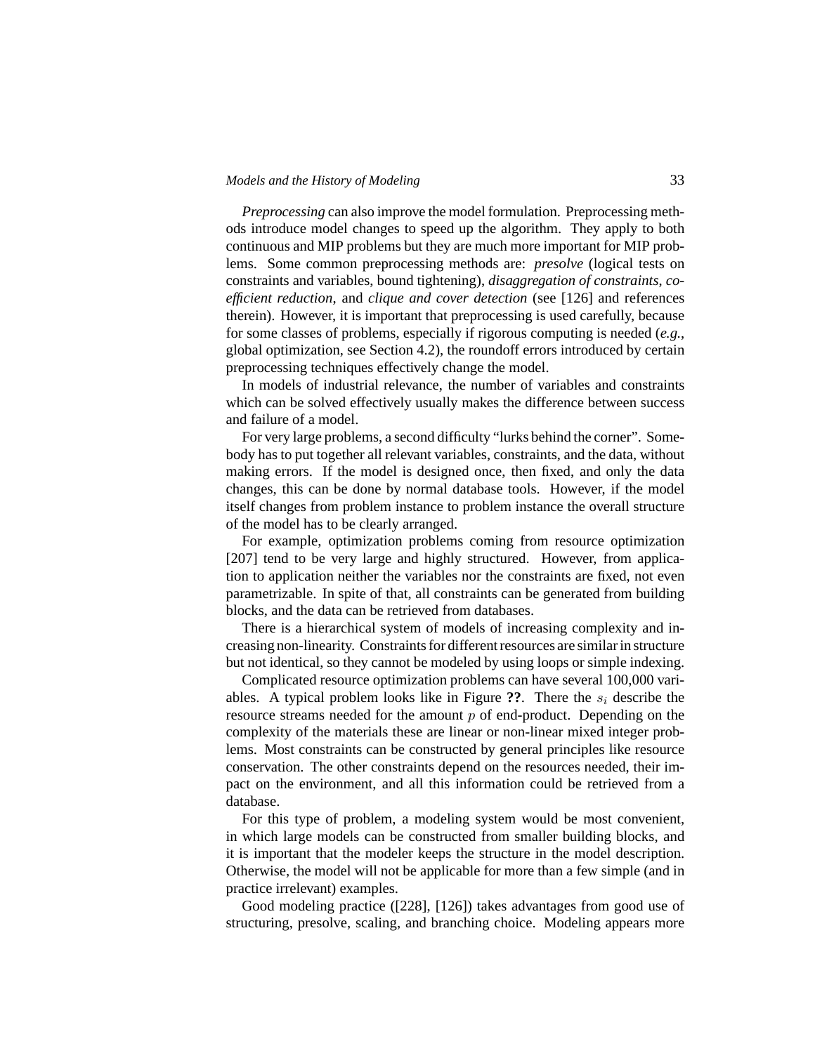*Preprocessing* can also improve the model formulation. Preprocessing methods introduce model changes to speed up the algorithm. They apply to both continuous and MIP problems but they are much more important for MIP problems. Some common preprocessing methods are: *presolve* (logical tests on constraints and variables, bound tightening), *disaggregation of constraints*, *coefficient reduction*, and *clique and cover detection* (see [126] and references therein). However, it is important that preprocessing is used carefully, because for some classes of problems, especially if rigorous computing is needed (*e.g.*, global optimization, see Section 4.2), the roundoff errors introduced by certain preprocessing techniques effectively change the model.

In models of industrial relevance, the number of variables and constraints which can be solved effectively usually makes the difference between success and failure of a model.

For very large problems, a second difficulty "lurks behind the corner". Somebody has to put together all relevant variables, constraints, and the data, without making errors. If the model is designed once, then fixed, and only the data changes, this can be done by normal database tools. However, if the model itself changes from problem instance to problem instance the overall structure of the model has to be clearly arranged.

For example, optimization problems coming from resource optimization [207] tend to be very large and highly structured. However, from application to application neither the variables nor the constraints are fixed, not even parametrizable. In spite of that, all constraints can be generated from building blocks, and the data can be retrieved from databases.

There is a hierarchical system of models of increasing complexity and increasing non-linearity. Constraints for different resources are similar in structure but not identical, so they cannot be modeled by using loops or simple indexing.

Complicated resource optimization problems can have several 100,000 variables. A typical problem looks like in Figure **??**. There the $s_i$ describe the resource streams needed for the amount $p$ of end-product. Depending on the complexity of the materials these are linear or non-linear mixed integer problems. Most constraints can be constructed by general principles like resource conservation. The other constraints depend on the resources needed, their impact on the environment, and all this information could be retrieved from a database.

For this type of problem, a modeling system would be most convenient, in which large models can be constructed from smaller building blocks, and it is important that the modeler keeps the structure in the model description. Otherwise, the model will not be applicable for more than a few simple (and in practice irrelevant) examples.

Good modeling practice ([228], [126]) takes advantages from good use of structuring, presolve, scaling, and branching choice. Modeling appears more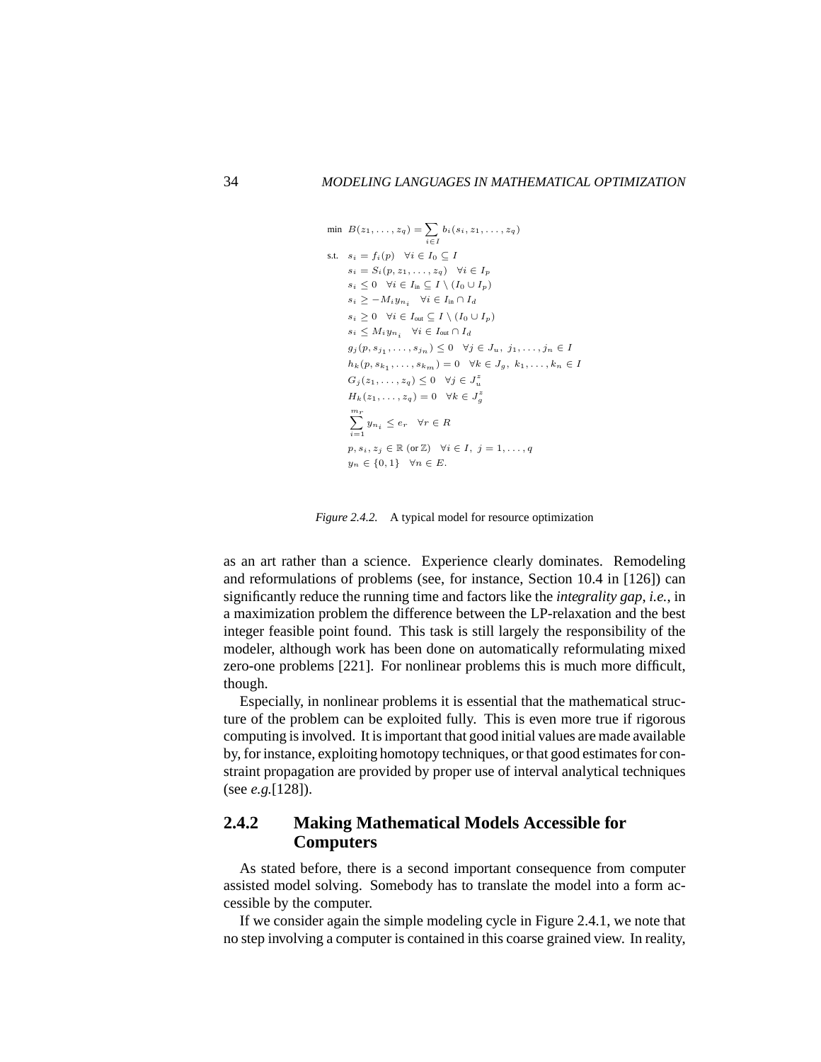$$
\begin{aligned}
\min\;\; & B(z_1,\ldots,z_q) = \sum_{i\in I} b_i(s_i, z_1,\ldots,z_q) \\
\text{s.t.}\;\; & s_i = f_i(p) \quad \forall i \in I_0 \subseteq I \\
& s_i = S_i(p, z_1,\ldots,z_q) \quad \forall i \in I_p \\
& s_i \le 0 \quad \forall i \in I_{\text{in}} \subseteq I \setminus (I_0 \cup I_p) \\
& s_i \ge -M_i y_{n_i} \quad \forall i \in I_{\text{in}} \cap I_d \\
& s_i \ge 0 \quad \forall i \in I_{\text{out}} \subseteq I \setminus (I_0 \cup I_p) \\
& s_i \le M_i y_{n_i} \quad \forall i \in I_{\text{out}} \cap I_d \\
& g_j(p, s_{j_1},\ldots,s_{j_n}) \le 0 \quad \forall j \in J_u,\; j_1,\ldots,j_n \in I \\
& h_k(p, s_{k_1},\ldots,s_{k_m}) = 0 \quad \forall k \in J_g,\; k_1,\ldots,k_n \in I \\
& G_j(z_1,\ldots,z_q) \le 0 \quad \forall j \in J_u^z \\
& H_k(z_1,\ldots,z_q) = 0 \quad \forall k \in J_g^z \\
& \sum_{i=1}^{m_r} y_{n_i} \le e_r \quad \forall r \in R \\
& p, s_i, z_j \in \mathbb{R} \text{ (or } \mathbb{Z}) \quad \forall i \in I,\; j = 1,\ldots,q \\
& y_n \in \{0,1\} \quad \forall n \in E.
\end{aligned}
$$

*Figure 2.4.2.* A typical model for resource optimization

as an art rather than a science. Experience clearly dominates. Remodeling and reformulations of problems (see, for instance, Section 10.4 in [126]) can significantly reduce the running time and factors like the *integrality gap*, *i.e.*, in a maximization problem the difference between the LP-relaxation and the best integer feasible point found. This task is still largely the responsibility of the modeler, although work has been done on automatically reformulating mixed zero-one problems [221]. For nonlinear problems this is much more difficult, though.

Especially, in nonlinear problems it is essential that the mathematical structure of the problem can be exploited fully. This is even more true if rigorous computing is involved. It is important that good initial values are made available by, for instance, exploiting homotopy techniques, or that good estimates for constraint propagation are provided by proper use of interval analytical techniques (see *e.g.*[128]).

## 2.4.2 Making Mathematical Models Accessible for Computers

As stated before, there is a second important consequence from computer assisted model solving. Somebody has to translate the model into a form accessible by the computer.

If we consider again the simple modeling cycle in Figure 2.4.1, we note that no step involving a computer is contained in this coarse grained view. In reality,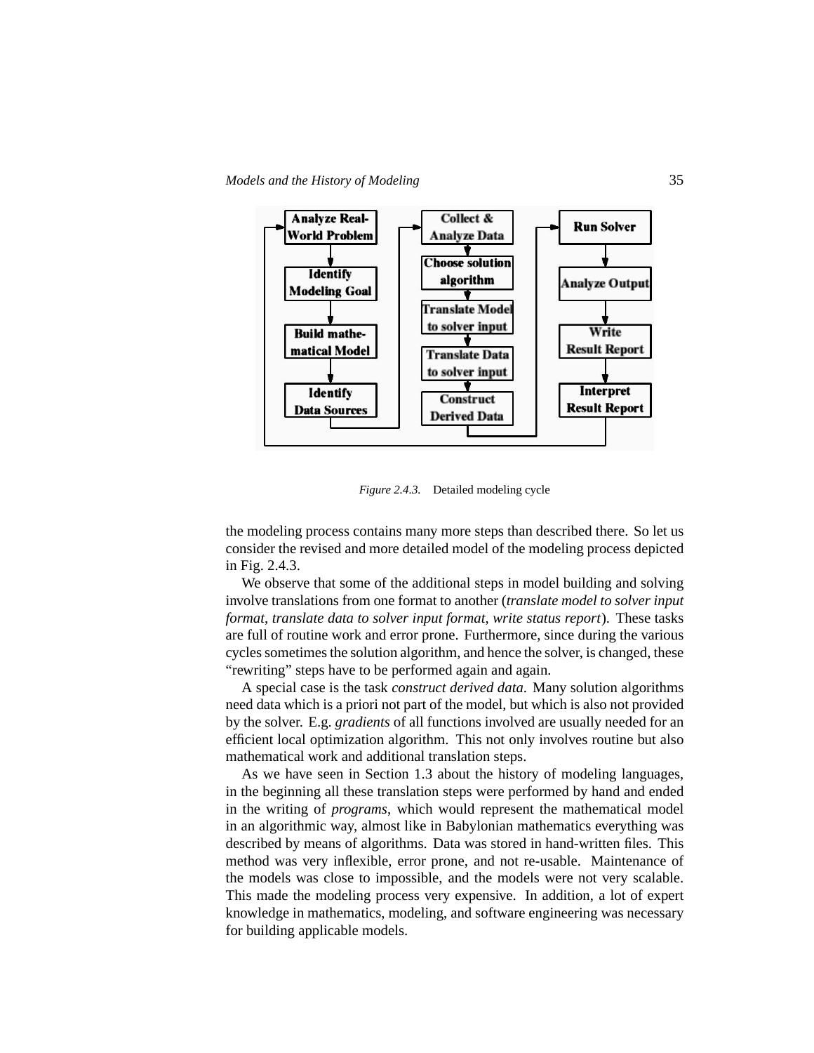*Figure 2.4.3.* Detailed modeling cycle

the modeling process contains many more steps than described there. So let us consider the revised and more detailed model of the modeling process depicted in Fig. 2.4.3.

We observe that some of the additional steps in model building and solving involve translations from one format to another (*translate model to solver input format*, *translate data to solver input format*, *write status report*). These tasks are full of routine work and error prone. Furthermore, since during the various cycles sometimes the solution algorithm, and hence the solver, is changed, these "rewriting" steps have to be performed again and again.

A special case is the task *construct derived data*. Many solution algorithms need data which is a priori not part of the model, but which is also not provided by the solver. E.g. *gradients* of all functions involved are usually needed for an efficient local optimization algorithm. This not only involves routine but also mathematical work and additional translation steps.

As we have seen in Section 1.3 about the history of modeling languages, in the beginning all these translation steps were performed by hand and ended in the writing of *programs*, which would represent the mathematical model in an algorithmic way, almost like in Babylonian mathematics everything was described by means of algorithms. Data was stored in hand-written files. This method was very inflexible, error prone, and not re-usable. Maintenance of the models was close to impossible, and the models were not very scalable. This made the modeling process very expensive. In addition, a lot of expert knowledge in mathematics, modeling, and software engineering was necessary for building applicable models.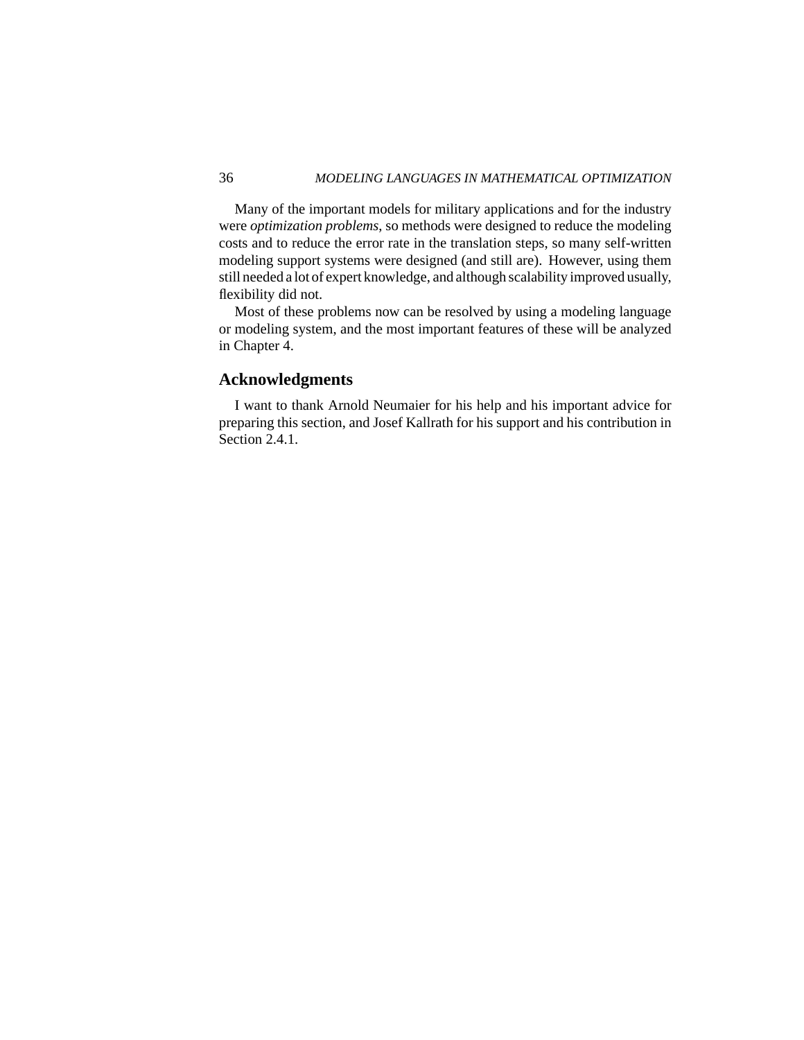Many of the important models for military applications and for the industry were *optimization problems*, so methods were designed to reduce the modeling costs and to reduce the error rate in the translation steps, so many self-written modeling support systems were designed (and still are). However, using them still needed a lot of expert knowledge, and although scalability improved usually, flexibility did not.

Most of these problems now can be resolved by using a modeling language or modeling system, and the most important features of these will be analyzed in Chapter 4.

## Acknowledgments

I want to thank Arnold Neumaier for his help and his important advice for preparing this section, and Josef Kallrath for his support and his contribution in Section 2.4.1.